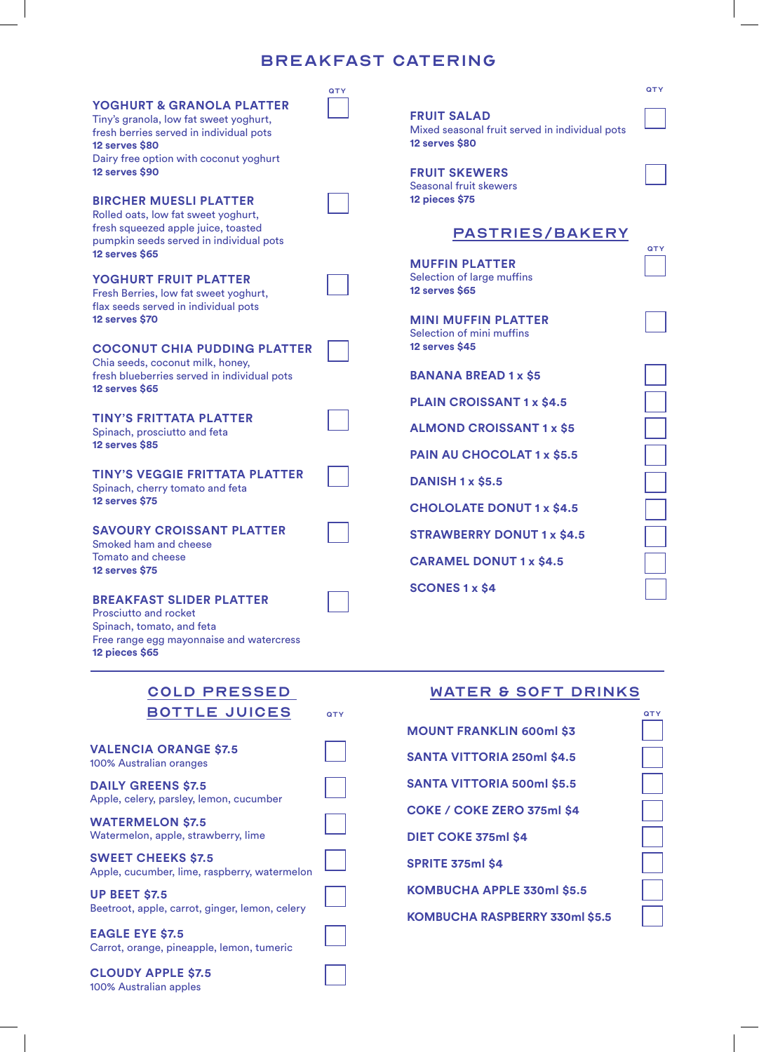# BREAKFAST CATERING

**YOGHURT & GRANOLA PLATTER**
Tiny's granola, low fat sweet yoghurt, fresh berries served in individual pots
**12 serves $80**
Dairy free option with coconut yoghurt
**12 serves $90**

**BIRCHER MUESLI PLATTER**
Rolled oats, low fat sweet yoghurt, fresh squeezed apple juice, toasted pumpkin seeds served in individual pots
**12 serves $65**

**YOGHURT FRUIT PLATTER**
Fresh Berries, low fat sweet yoghurt, flax seeds served in individual pots
**12 serves $70**

**COCONUT CHIA PUDDING PLATTER**
Chia seeds, coconut milk, honey, fresh blueberries served in individual pots
**12 serves $65**

**TINY'S FRITTATA PLATTER**
Spinach, prosciutto and feta
**12 serves $85**

**TINY'S VEGGIE FRITTATA PLATTER**
Spinach, cherry tomato and feta
**12 serves $75**

**SAVOURY CROISSANT PLATTER**
Smoked ham and cheese
Tomato and cheese
**12 serves $75**

**BREAKFAST SLIDER PLATTER**
Prosciutto and rocket
Spinach, tomato, and feta
Free range egg mayonnaise and watercress
**12 pieces $65**

**FRUIT SALAD**
Mixed seasonal fruit served in individual pots
**12 serves $80**

**FRUIT SKEWERS**
Seasonal fruit skewers
**12 pieces $75**

## PASTRIES/BAKERY

**MUFFIN PLATTER**
Selection of large muffins
**12 serves $65**

**MINI MUFFIN PLATTER**
Selection of mini muffins
**12 serves $45**

**BANANA BREAD 1 x $5**

**PLAIN CROISSANT 1 x $4.5**

**ALMOND CROISSANT 1 x $5**

**PAIN AU CHOCOLAT 1 x $5.5**

**DANISH 1 x $5.5**

**CHOLOLATE DONUT 1 x $4.5**

**STRAWBERRY DONUT 1 x $4.5**

**CARAMEL DONUT 1 x $4.5**

**SCONES 1 x $4**

## COLD PRESSED BOTTLE JUICES

**VALENCIA ORANGE $7.5**
100% Australian oranges

**DAILY GREENS $7.5**
Apple, celery, parsley, lemon, cucumber

**WATERMELON $7.5**
Watermelon, apple, strawberry, lime

**SWEET CHEEKS $7.5**
Apple, cucumber, lime, raspberry, watermelon

**UP BEET $7.5**
Beetroot, apple, carrot, ginger, lemon, celery

**EAGLE EYE $7.5**
Carrot, orange, pineapple, lemon, tumeric

**CLOUDY APPLE $7.5**
100% Australian apples

## WATER & SOFT DRINKS

**MOUNT FRANKLIN 600ml $3**

**SANTA VITTORIA 250ml $4.5**

**SANTA VITTORIA 500ml $5.5**

**COKE / COKE ZERO 375ml $4**

**DIET COKE 375ml $4**

**SPRITE 375ml $4**

**KOMBUCHA APPLE 330ml $5.5**

**KOMBUCHA RASPBERRY 330ml $5.5**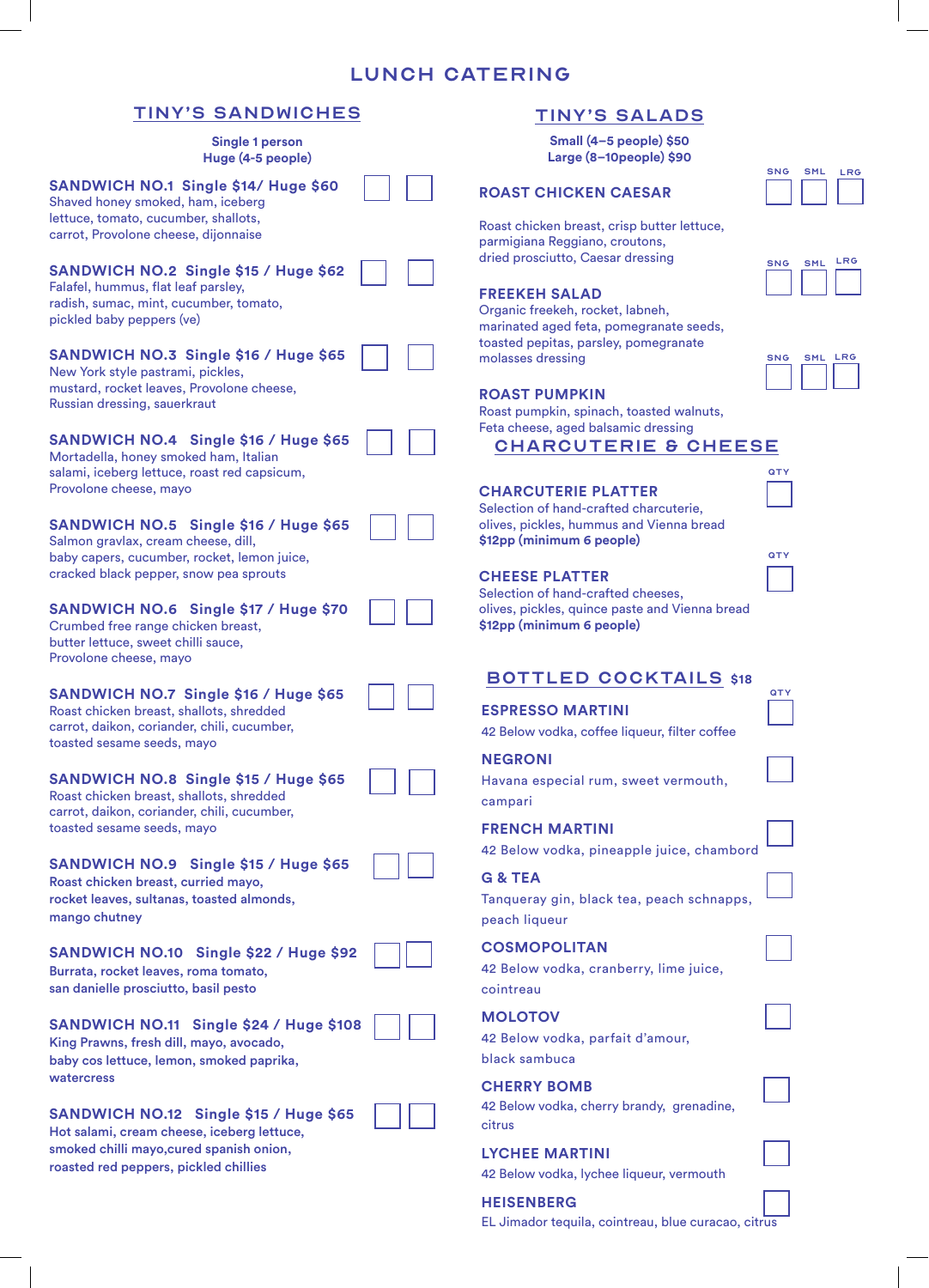# LUNCH CATERING

## TINY'S SANDWICHES

**Single 1 person**
**Huge (4-5 people)**

### SANDWICH NO.1 Single $14/ Huge $60
Shaved honey smoked, ham, iceberg lettuce, tomato, cucumber, shallots, carrot, Provolone cheese, dijonnaise

### SANDWICH NO.2 Single $15 / Huge $62
Falafel, hummus, flat leaf parsley, radish, sumac, mint, cucumber, tomato, pickled baby peppers (ve)

### SANDWICH NO.3 Single $16 / Huge $65
New York style pastrami, pickles, mustard, rocket leaves, Provolone cheese, Russian dressing, sauerkraut

### SANDWICH NO.4 Single $16 / Huge $65
Mortadella, honey smoked ham, Italian salami, iceberg lettuce, roast red capsicum, Provolone cheese, mayo

### SANDWICH NO.5 Single $16 / Huge $65
Salmon gravlax, cream cheese, dill, baby capers, cucumber, rocket, lemon juice, cracked black pepper, snow pea sprouts

### SANDWICH NO.6 Single $17 / Huge $70
Crumbed free range chicken breast, butter lettuce, sweet chilli sauce, Provolone cheese, mayo

### SANDWICH NO.7 Single $16 / Huge $65
Roast chicken breast, shallots, shredded carrot, daikon, coriander, chili, cucumber, toasted sesame seeds, mayo

### SANDWICH NO.8 Single $15 / Huge $65
Roast chicken breast, shallots, shredded carrot, daikon, coriander, chili, cucumber, toasted sesame seeds, mayo

### SANDWICH NO.9 Single $15 / Huge $65
Roast chicken breast, curried mayo, rocket leaves, sultanas, toasted almonds, mango chutney

### SANDWICH NO.10 Single $22 / Huge $92
Burrata, rocket leaves, roma tomato, san danielle prosciutto, basil pesto

### SANDWICH NO.11 Single $24 / Huge $108
King Prawns, fresh dill, mayo, avocado, baby cos lettuce, lemon, smoked paprika, watercress

### SANDWICH NO.12 Single $15 / Huge $65
Hot salami, cream cheese, iceberg lettuce, smoked chilli mayo,cured spanish onion, roasted red peppers, pickled chillies

## TINY'S SALADS

**Small (4–5 people) $50**
**Large (8–10people) $90**

SNG SML LRG

### ROAST CHICKEN CAESAR
Roast chicken breast, crisp butter lettuce, parmigiana Reggiano, croutons, dried prosciutto, Caesar dressing

### FREEKEH SALAD
Organic freekeh, rocket, labneh, marinated aged feta, pomegranate seeds, toasted pepitas, parsley, pomegranate molasses dressing

### ROAST PUMPKIN
Roast pumpkin, spinach, toasted walnuts, Feta cheese, aged balsamic dressing

## CHARCUTERIE & CHEESE

QTY

### CHARCUTERIE PLATTER
Selection of hand-crafted charcuterie, olives, pickles, hummus and Vienna bread
**$12pp (minimum 6 people)**

### CHEESE PLATTER
Selection of hand-crafted cheeses, olives, pickles, quince paste and Vienna bread
**$12pp (minimum 6 people)**

## BOTTLED COCKTAILS $18

QTY

### ESPRESSO MARTINI
42 Below vodka, coffee liqueur, filter coffee

### NEGRONI
Havana especial rum, sweet vermouth, campari

### FRENCH MARTINI
42 Below vodka, pineapple juice, chambord

### G & TEA
Tanqueray gin, black tea, peach schnapps, peach liqueur

### COSMOPOLITAN
42 Below vodka, cranberry, lime juice, cointreau

### MOLOTOV
42 Below vodka, parfait d'amour, black sambuca

### CHERRY BOMB
42 Below vodka, cherry brandy, grenadine, citrus

### LYCHEE MARTINI
42 Below vodka, lychee liqueur, vermouth

### HEISENBERG
EL Jimador tequila, cointreau, blue curacao, citrus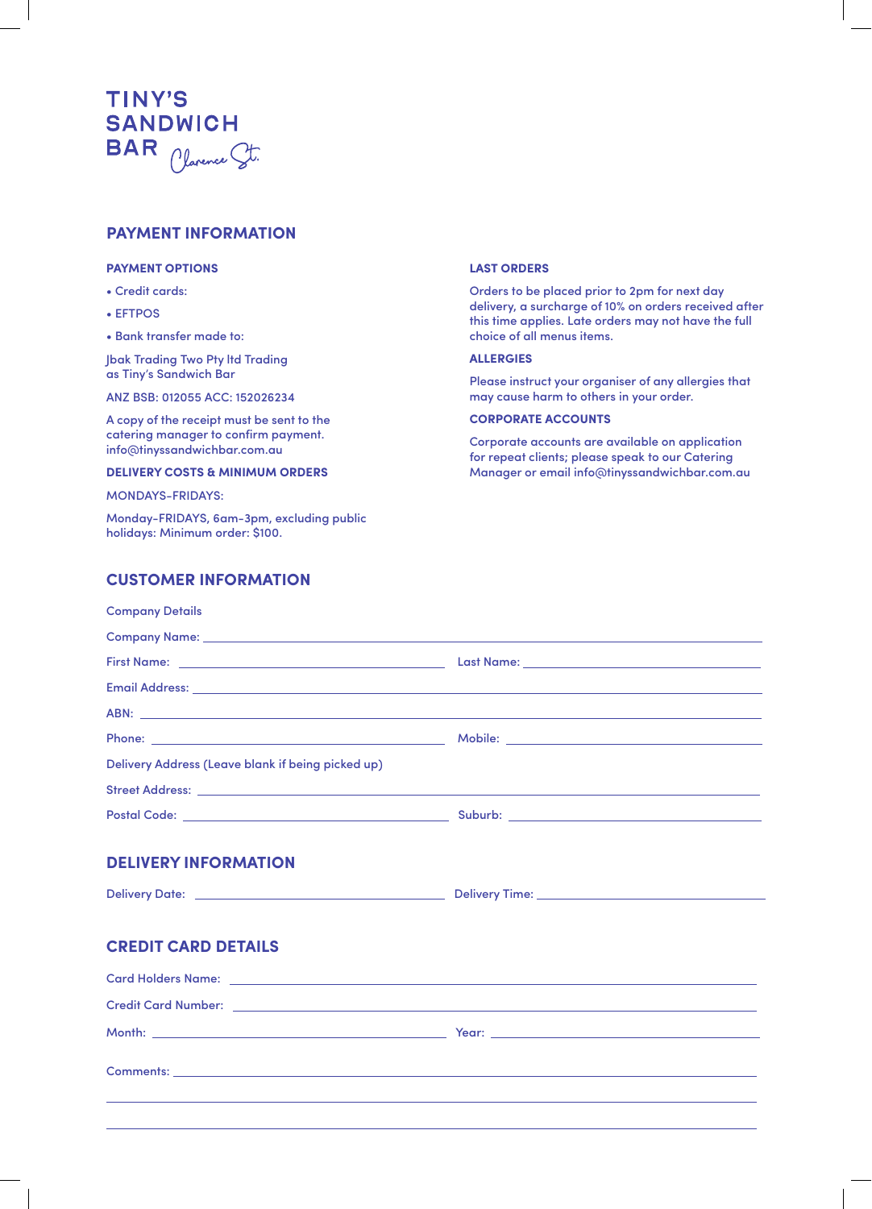TINY'S
SANDWICH
BAR *Clarence St.*

## PAYMENT INFORMATION

### PAYMENT OPTIONS

- Credit cards:
- EFTPOS
- Bank transfer made to:

Jbak Trading Two Pty ltd Trading
as Tiny's Sandwich Bar

ANZ BSB: 012055 ACC: 152026234

A copy of the receipt must be sent to the catering manager to confirm payment.
info@tinyssandwichbar.com.au

### DELIVERY COSTS & MINIMUM ORDERS

MONDAYS-FRIDAYS:

Monday-FRIDAYS, 6am-3pm, excluding public holidays: Minimum order: $100.

### LAST ORDERS

Orders to be placed prior to 2pm for next day delivery, a surcharge of 10% on orders received after this time applies. Late orders may not have the full choice of all menus items.

### ALLERGIES

Please instruct your organiser of any allergies that may cause harm to others in your order.

### CORPORATE ACCOUNTS

Corporate accounts are available on application for repeat clients; please speak to our Catering Manager or email info@tinyssandwichbar.com.au

## CUSTOMER INFORMATION

Company Details

Company Name: ____________________

First Name: ____________________ Last Name: ____________________

Email Address: ____________________

ABN: ____________________

Phone: ____________________ Mobile: ____________________

Delivery Address (Leave blank if being picked up)

Street Address: ____________________

Postal Code: ____________________ Suburb: ____________________

## DELIVERY INFORMATION

Delivery Date: ____________________ Delivery Time: ____________________

## CREDIT CARD DETAILS

Card Holders Name: ____________________

Credit Card Number: ____________________

Month: ____________________ Year: ____________________

Comments: ____________________

____________________

____________________